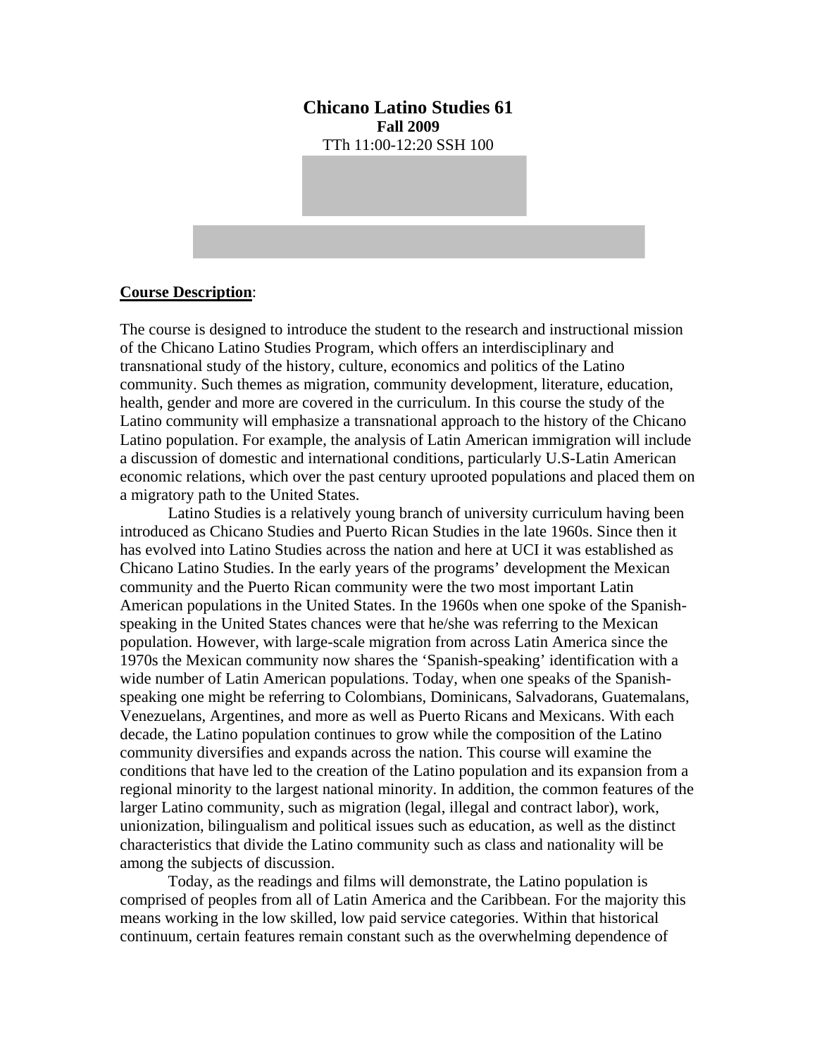# Chicano Latino Studies 61

**Fall 2009**

TTh 11:00-12:20 SSH 100

**Course Description**:

The course is designed to introduce the student to the research and instructional mission of the Chicano Latino Studies Program, which offers an interdisciplinary and transnational study of the history, culture, economics and politics of the Latino community. Such themes as migration, community development, literature, education, health, gender and more are covered in the curriculum. In this course the study of the Latino community will emphasize a transnational approach to the history of the Chicano Latino population. For example, the analysis of Latin American immigration will include a discussion of domestic and international conditions, particularly U.S-Latin American economic relations, which over the past century uprooted populations and placed them on a migratory path to the United States.

Latino Studies is a relatively young branch of university curriculum having been introduced as Chicano Studies and Puerto Rican Studies in the late 1960s. Since then it has evolved into Latino Studies across the nation and here at UCI it was established as Chicano Latino Studies. In the early years of the programs' development the Mexican community and the Puerto Rican community were the two most important Latin American populations in the United States. In the 1960s when one spoke of the Spanish-speaking in the United States chances were that he/she was referring to the Mexican population. However, with large-scale migration from across Latin America since the 1970s the Mexican community now shares the 'Spanish-speaking' identification with a wide number of Latin American populations. Today, when one speaks of the Spanish-speaking one might be referring to Colombians, Dominicans, Salvadorans, Guatemalans, Venezuelans, Argentines, and more as well as Puerto Ricans and Mexicans. With each decade, the Latino population continues to grow while the composition of the Latino community diversifies and expands across the nation. This course will examine the conditions that have led to the creation of the Latino population and its expansion from a regional minority to the largest national minority. In addition, the common features of the larger Latino community, such as migration (legal, illegal and contract labor), work, unionization, bilingualism and political issues such as education, as well as the distinct characteristics that divide the Latino community such as class and nationality will be among the subjects of discussion.

Today, as the readings and films will demonstrate, the Latino population is comprised of peoples from all of Latin America and the Caribbean. For the majority this means working in the low skilled, low paid service categories. Within that historical continuum, certain features remain constant such as the overwhelming dependence of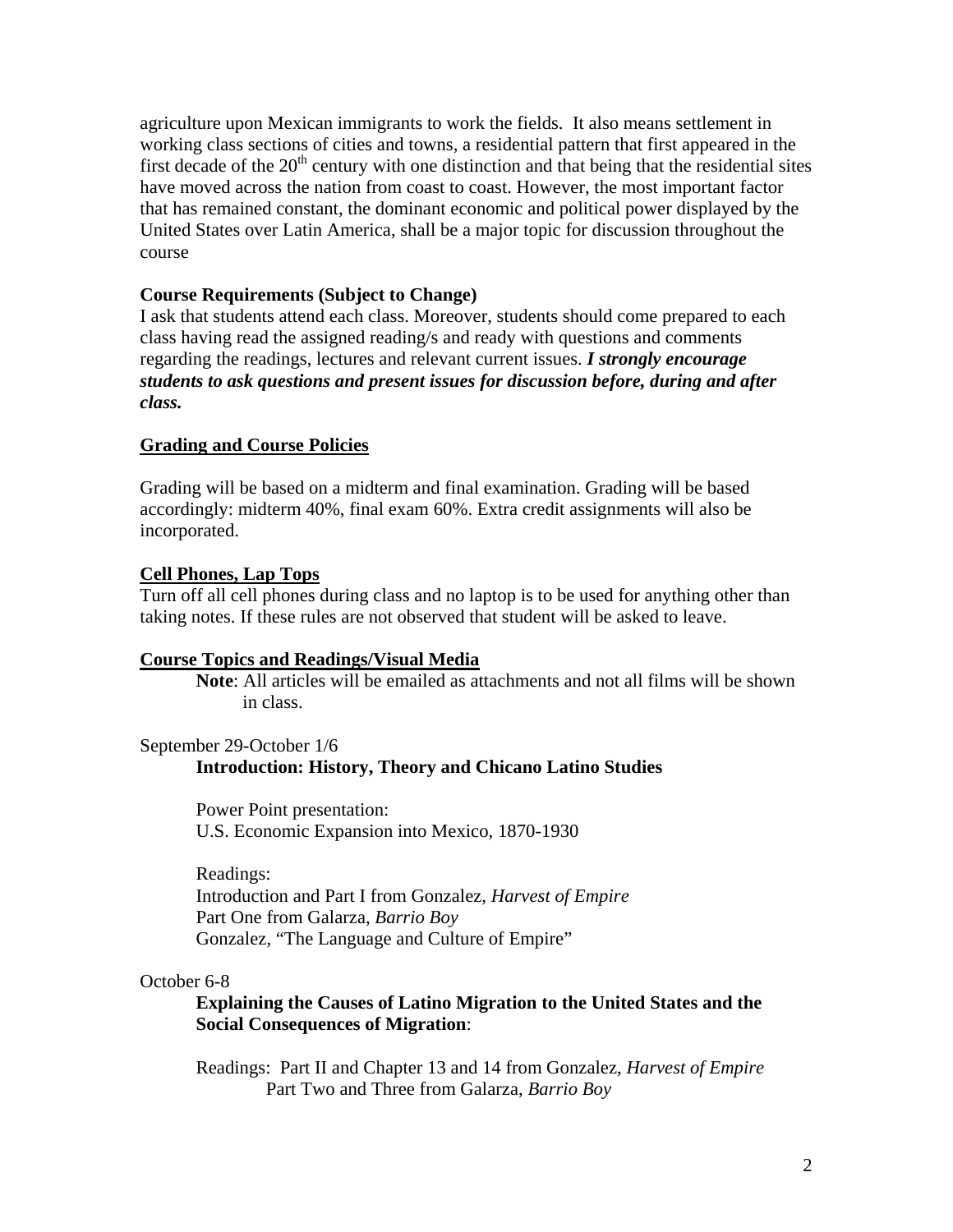agriculture upon Mexican immigrants to work the fields. It also means settlement in working class sections of cities and towns, a residential pattern that first appeared in the first decade of the 20th century with one distinction and that being that the residential sites have moved across the nation from coast to coast. However, the most important factor that has remained constant, the dominant economic and political power displayed by the United States over Latin America, shall be a major topic for discussion throughout the course

**Course Requirements (Subject to Change)**
I ask that students attend each class. Moreover, students should come prepared to each class having read the assigned reading/s and ready with questions and comments regarding the readings, lectures and relevant current issues. ***I strongly encourage students to ask questions and present issues for discussion before, during and after class.***

## Grading and Course Policies

Grading will be based on a midterm and final examination. Grading will be based accordingly: midterm 40%, final exam 60%. Extra credit assignments will also be incorporated.

**Cell Phones, Lap Tops**
Turn off all cell phones during class and no laptop is to be used for anything other than taking notes. If these rules are not observed that student will be asked to leave.

## Course Topics and Readings/Visual Media

**Note**: All articles will be emailed as attachments and not all films will be shown in class.

September 29-October 1/6

**Introduction: History, Theory and Chicano Latino Studies**

Power Point presentation:
U.S. Economic Expansion into Mexico, 1870-1930

Readings:
Introduction and Part I from Gonzalez, *Harvest of Empire*
Part One from Galarza, *Barrio Boy*
Gonzalez, "The Language and Culture of Empire"

October 6-8

**Explaining the Causes of Latino Migration to the United States and the Social Consequences of Migration**:

Readings: Part II and Chapter 13 and 14 from Gonzalez, *Harvest of Empire*
Part Two and Three from Galarza, *Barrio Boy*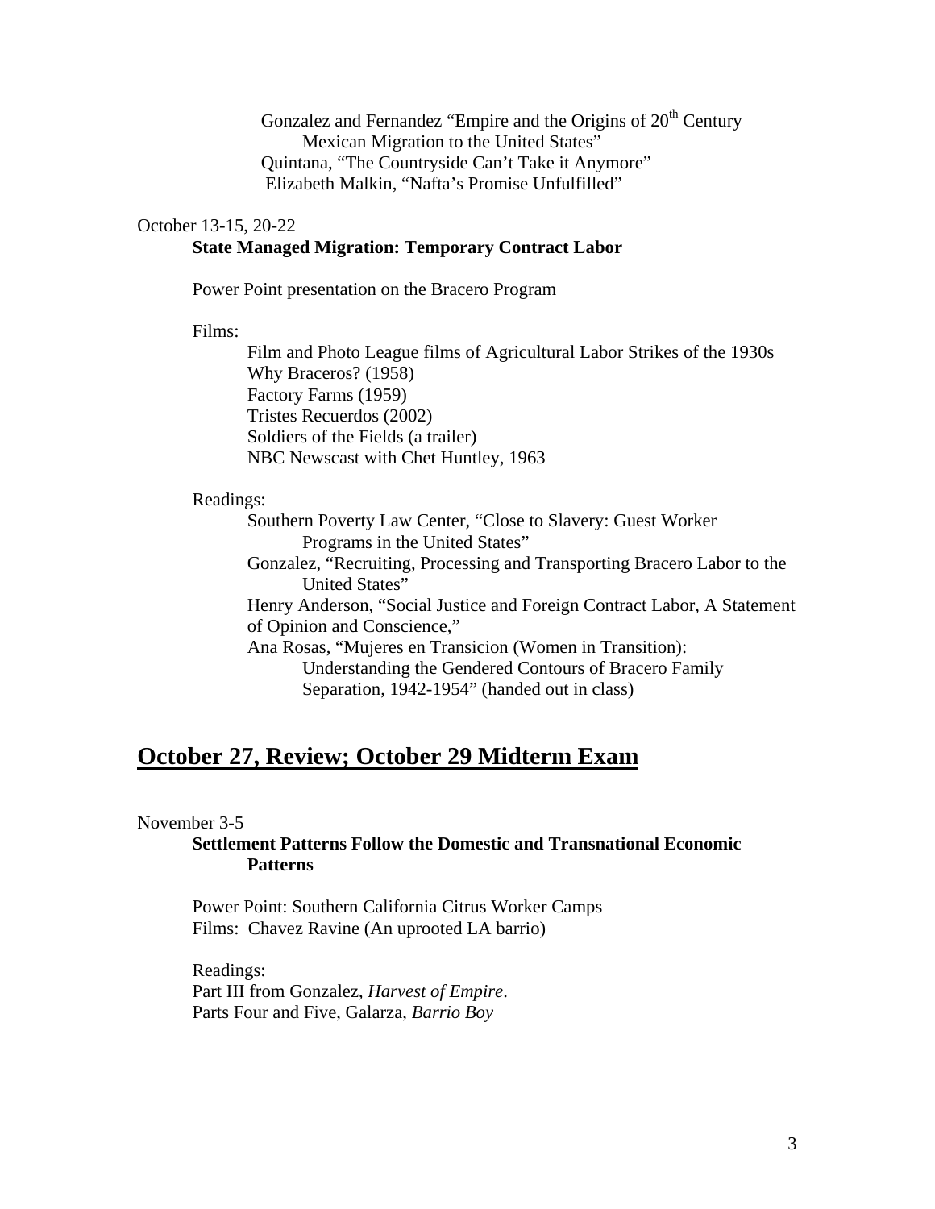Gonzalez and Fernandez "Empire and the Origins of 20th Century Mexican Migration to the United States"
Quintana, "The Countryside Can't Take it Anymore"
Elizabeth Malkin, "Nafta's Promise Unfulfilled"

October 13-15, 20-22

**State Managed Migration: Temporary Contract Labor**

Power Point presentation on the Bracero Program

Films:

- Film and Photo League films of Agricultural Labor Strikes of the 1930s
- Why Braceros? (1958)
- Factory Farms (1959)
- Tristes Recuerdos (2002)
- Soldiers of the Fields (a trailer)
- NBC Newscast with Chet Huntley, 1963

Readings:

- Southern Poverty Law Center, "Close to Slavery: Guest Worker Programs in the United States"
- Gonzalez, "Recruiting, Processing and Transporting Bracero Labor to the United States"
- Henry Anderson, "Social Justice and Foreign Contract Labor, A Statement of Opinion and Conscience,"
- Ana Rosas, "Mujeres en Transicion (Women in Transition): Understanding the Gendered Contours of Bracero Family Separation, 1942-1954" (handed out in class)

## October 27, Review; October 29 Midterm Exam

November 3-5

**Settlement Patterns Follow the Domestic and Transnational Economic Patterns**

Power Point: Southern California Citrus Worker Camps
Films: Chavez Ravine (An uprooted LA barrio)

Readings:
Part III from Gonzalez, *Harvest of Empire*.
Parts Four and Five, Galarza, *Barrio Boy*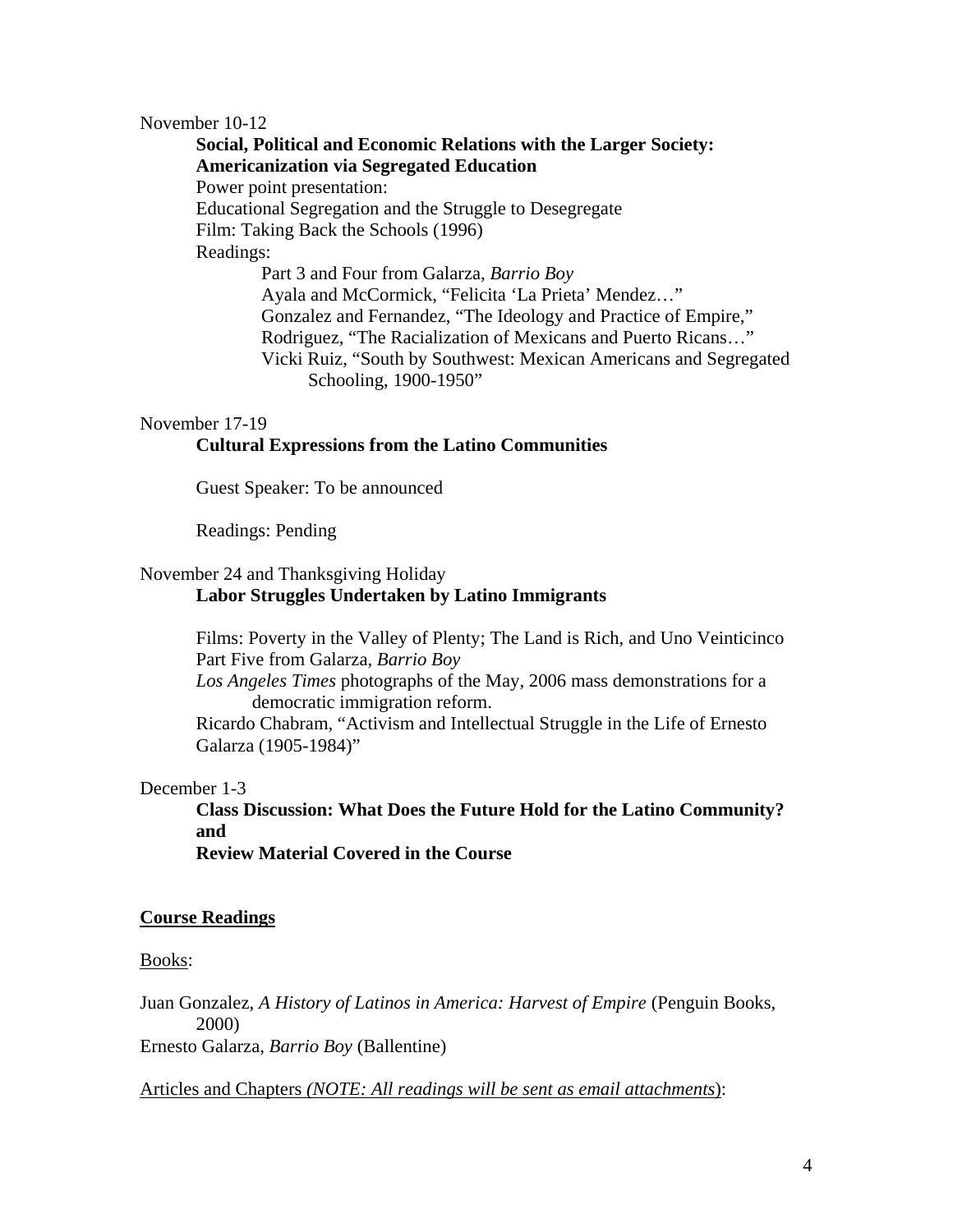November 10-12

**Social, Political and Economic Relations with the Larger Society: Americanization via Segregated Education**

Power point presentation:
Educational Segregation and the Struggle to Desegregate
Film: Taking Back the Schools (1996)
Readings:

- Part 3 and Four from Galarza, *Barrio Boy*
- Ayala and McCormick, "Felicita 'La Prieta' Mendez…"
- Gonzalez and Fernandez, "The Ideology and Practice of Empire,"
- Rodriguez, "The Racialization of Mexicans and Puerto Ricans…"
- Vicki Ruiz, "South by Southwest: Mexican Americans and Segregated Schooling, 1900-1950"

November 17-19

**Cultural Expressions from the Latino Communities**

Guest Speaker: To be announced

Readings: Pending

November 24 and Thanksgiving Holiday

**Labor Struggles Undertaken by Latino Immigrants**

Films: Poverty in the Valley of Plenty; The Land is Rich, and Uno Veinticinco
Part Five from Galarza, *Barrio Boy*
*Los Angeles Times* photographs of the May, 2006 mass demonstrations for a democratic immigration reform.
Ricardo Chabram, "Activism and Intellectual Struggle in the Life of Ernesto Galarza (1905-1984)"

December 1-3

**Class Discussion: What Does the Future Hold for the Latino Community? and**
**Review Material Covered in the Course**

## Course Readings

Books:

Juan Gonzalez, *A History of Latinos in America: Harvest of Empire* (Penguin Books, 2000)
Ernesto Galarza, *Barrio Boy* (Ballentine)

Articles and Chapters *(NOTE: All readings will be sent as email attachments)*: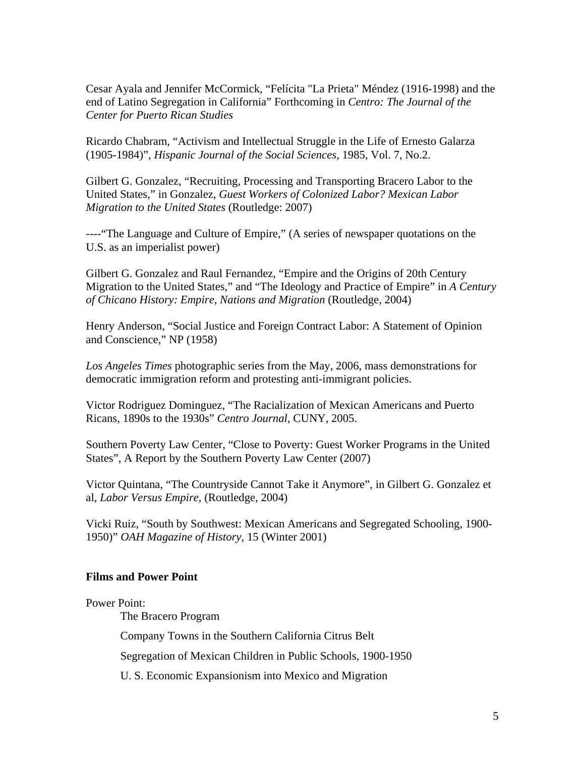Cesar Ayala and Jennifer McCormick, "Felícita "La Prieta" Méndez (1916-1998) and the end of Latino Segregation in California" Forthcoming in *Centro: The Journal of the Center for Puerto Rican Studies*

Ricardo Chabram, "Activism and Intellectual Struggle in the Life of Ernesto Galarza (1905-1984)", *Hispanic Journal of the Social Sciences*, 1985, Vol. 7, No.2.

Gilbert G. Gonzalez, "Recruiting, Processing and Transporting Bracero Labor to the United States," in Gonzalez, *Guest Workers of Colonized Labor? Mexican Labor Migration to the United States* (Routledge: 2007)

----"The Language and Culture of Empire," (A series of newspaper quotations on the U.S. as an imperialist power)

Gilbert G. Gonzalez and Raul Fernandez, "Empire and the Origins of 20th Century Migration to the United States," and "The Ideology and Practice of Empire" in *A Century of Chicano History: Empire, Nations and Migration* (Routledge, 2004)

Henry Anderson, "Social Justice and Foreign Contract Labor: A Statement of Opinion and Conscience," NP (1958)

*Los Angeles Times* photographic series from the May, 2006, mass demonstrations for democratic immigration reform and protesting anti-immigrant policies.

Victor Rodriguez Dominguez, "The Racialization of Mexican Americans and Puerto Ricans, 1890s to the 1930s" *Centro Journal*, CUNY, 2005.

Southern Poverty Law Center, "Close to Poverty: Guest Worker Programs in the United States", A Report by the Southern Poverty Law Center (2007)

Victor Quintana, "The Countryside Cannot Take it Anymore", in Gilbert G. Gonzalez et al, *Labor Versus Empire*, (Routledge, 2004)

Vicki Ruiz, "South by Southwest: Mexican Americans and Segregated Schooling, 1900-1950)" *OAH Magazine of History*, 15 (Winter 2001)

**Films and Power Point**

Power Point:

- The Bracero Program
- Company Towns in the Southern California Citrus Belt
- Segregation of Mexican Children in Public Schools, 1900-1950
- U. S. Economic Expansionism into Mexico and Migration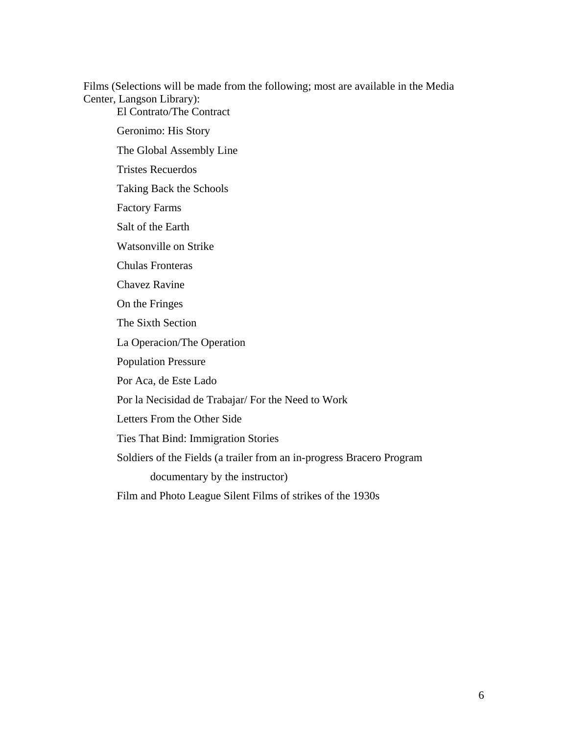Films (Selections will be made from the following; most are available in the Media Center, Langson Library):

- El Contrato/The Contract
- Geronimo: His Story
- The Global Assembly Line
- Tristes Recuerdos
- Taking Back the Schools
- Factory Farms
- Salt of the Earth
- Watsonville on Strike
- Chulas Fronteras
- Chavez Ravine
- On the Fringes
- The Sixth Section
- La Operacion/The Operation
- Population Pressure
- Por Aca, de Este Lado
- Por la Necisidad de Trabajar/ For the Need to Work
- Letters From the Other Side
- Ties That Bind: Immigration Stories
- Soldiers of the Fields (a trailer from an in-progress Bracero Program documentary by the instructor)
- Film and Photo League Silent Films of strikes of the 1930s